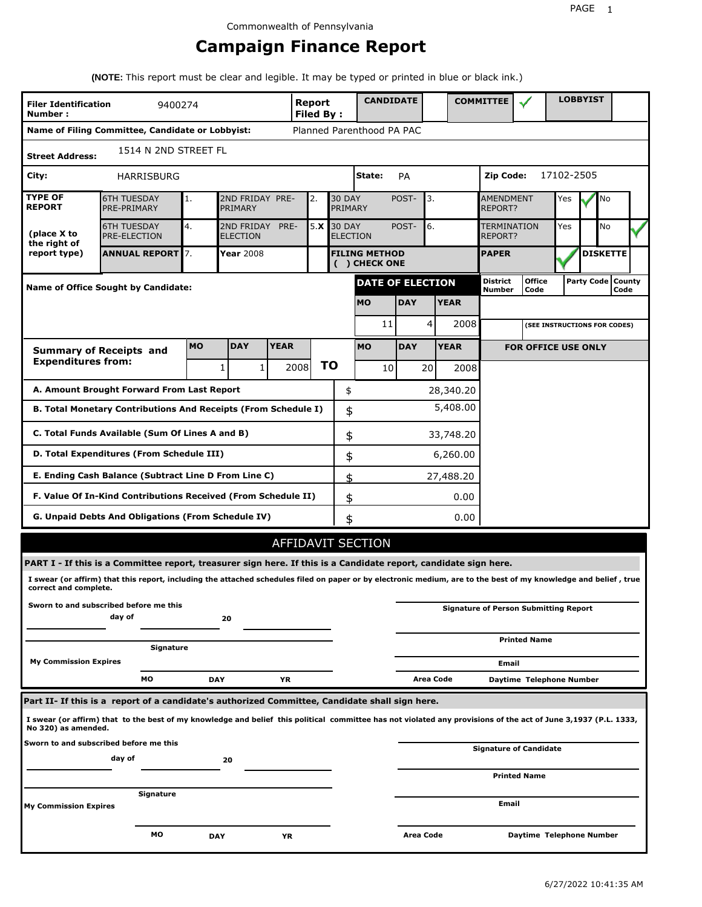Commonwealth of Pennsylvania

# Campaign Finance Report

**(NOTE:** This report must be clear and legible. It may be typed or printed in blue or black ink.)

| | | | |
|---|---|---|---|
| **Filer Identification Number :** | 9400274 | **Report Filed By :** | **CANDIDATE** | **COMMITTEE** ✓ | **LOBBYIST** |
| **Name of Filing Committee, Candidate or Lobbyist:** | Planned Parenthood PA PAC | | |
| **Street Address:** | 1514 N 2ND STREET FL | | |
| **City:** | HARRISBURG | **State:** PA | **Zip Code:** 17102-2505 |

| **TYPE OF REPORT** | | | | | | | | |
|---|---|---|---|---|---|---|---|---|
| | 6TH TUESDAY PRE-PRIMARY | 1. | 2ND FRIDAY PRE-PRIMARY | 2. | 30 DAY POST-PRIMARY | 3. | AMENDMENT REPORT? | Yes ✓ No |
| **(place X to the right of report type)** | 6TH TUESDAY PRE-ELECTION | 4. | 2ND FRIDAY PRE-ELECTION | 5. **X** | 30 DAY POST-ELECTION | 6. | TERMINATION REPORT? | Yes No ✓ |
| | **ANNUAL REPORT** | 7. | **Year** 2008 | | **FILING METHOD ( ) CHECK ONE** | | **PAPER** ✓ | **DISKETTE** |

**Name of Office Sought by Candidate:**

| **DATE OF ELECTION** | | |
|---|---|---|
| **MO** | **DAY** | **YEAR** |
| 11 | 4 | 2008 |

| **District Number** | **Office Code** | **Party Code** | **County Code** |
|---|---|---|---|
| | | | |

(SEE INSTRUCTIONS FOR CODES)

| **Summary of Receipts and Expenditures from:** | **MO** | **DAY** | **YEAR** | | **MO** | **DAY** | **YEAR** |
|---|---|---|---|---|---|---|---|
| | 1 | 1 | 2008 | **TO** | 10 | 20 | 2008 |

**FOR OFFICE USE ONLY**

| | | |
|---|---|---|
| **A. Amount Brought Forward From Last Report** | $ | 28,340.20 |
| **B. Total Monetary Contributions And Receipts (From Schedule I)** | $ | 5,408.00 |
| **C. Total Funds Available (Sum Of Lines A and B)** | $ | 33,748.20 |
| **D. Total Expenditures (From Schedule III)** | $ | 6,260.00 |
| **E. Ending Cash Balance (Subtract Line D From Line C)** | $ | 27,488.20 |
| **F. Value Of In-Kind Contributions Received (From Schedule II)** | $ | 0.00 |
| **G. Unpaid Debts And Obligations (From Schedule IV)** | $ | 0.00 |

## AFFIDAVIT SECTION

**PART I - If this is a Committee report, treasurer sign here. If this is a Candidate report, candidate sign here.**

**I swear (or affirm) that this report, including the attached schedules filed on paper or by electronic medium, are to the best of my knowledge and belief , true correct and complete.**

**Sworn to and subscribed before me this** ______ **day of** ______ **20** ______

______ **Signature**

**My Commission Expires** ______ **MO** ______ **DAY** ______ **YR**

______ **Signature of Person Submitting Report**

______ **Printed Name**

______ **Email**

**Area Code** ______ **Daytime Telephone Number**

**Part II- If this is a report of a candidate's authorized Committee, Candidate shall sign here.**

**I swear (or affirm) that to the best of my knowledge and belief this political committee has not violated any provisions of the act of June 3,1937 (P.L. 1333, No 320) as amended.**

**Sworn to and subscribed before me this** ______ **day of** ______ **20** ______

______ **Signature**

**My Commission Expires** ______ **MO** ______ **DAY** ______ **YR**

______ **Signature of Candidate**

______ **Printed Name**

______ **Email**

**Area Code** ______ **Daytime Telephone Number**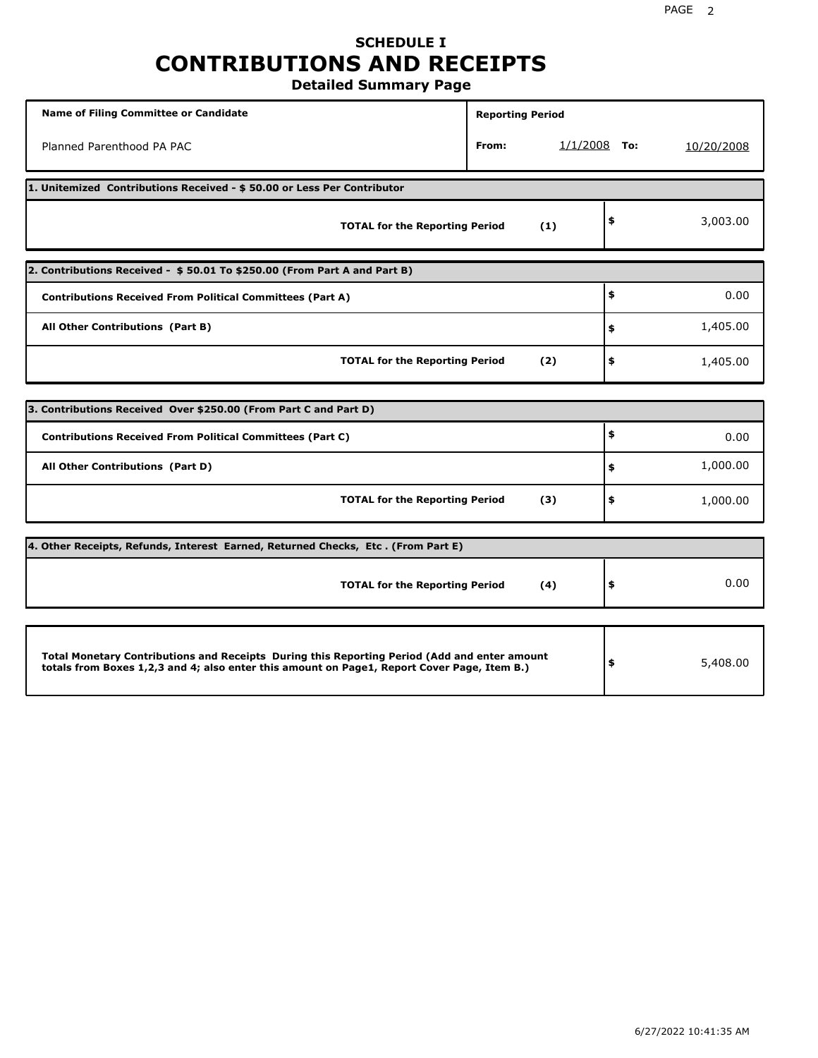# SCHEDULE I
# CONTRIBUTIONS AND RECEIPTS
### Detailed Summary Page

| Name of Filing Committee or Candidate | Reporting Period |
|---|---|
| Planned Parenthood PA PAC | From: 1/1/2008 To: 10/20/2008 |

**1. Unitemized Contributions Received - $ 50.00 or Less Per Contributor**

| | |
|---|---|
| **TOTAL for the Reporting Period (1)** | $ 3,003.00 |

**2. Contributions Received - $ 50.01 To $250.00 (From Part A and Part B)**

| | |
|---|---|
| **Contributions Received From Political Committees (Part A)** | $ 0.00 |
| **All Other Contributions (Part B)** | $ 1,405.00 |
| **TOTAL for the Reporting Period (2)** | $ 1,405.00 |

**3. Contributions Received Over $250.00 (From Part C and Part D)**

| | |
|---|---|
| **Contributions Received From Political Committees (Part C)** | $ 0.00 |
| **All Other Contributions (Part D)** | $ 1,000.00 |
| **TOTAL for the Reporting Period (3)** | $ 1,000.00 |

**4. Other Receipts, Refunds, Interest Earned, Returned Checks, Etc . (From Part E)**

| | |
|---|---|
| **TOTAL for the Reporting Period (4)** | $ 0.00 |

| | |
|---|---|
| **Total Monetary Contributions and Receipts During this Reporting Period (Add and enter amount totals from Boxes 1,2,3 and 4; also enter this amount on Page1, Report Cover Page, Item B.)** | $ 5,408.00 |

6/27/2022 10:41:35 AM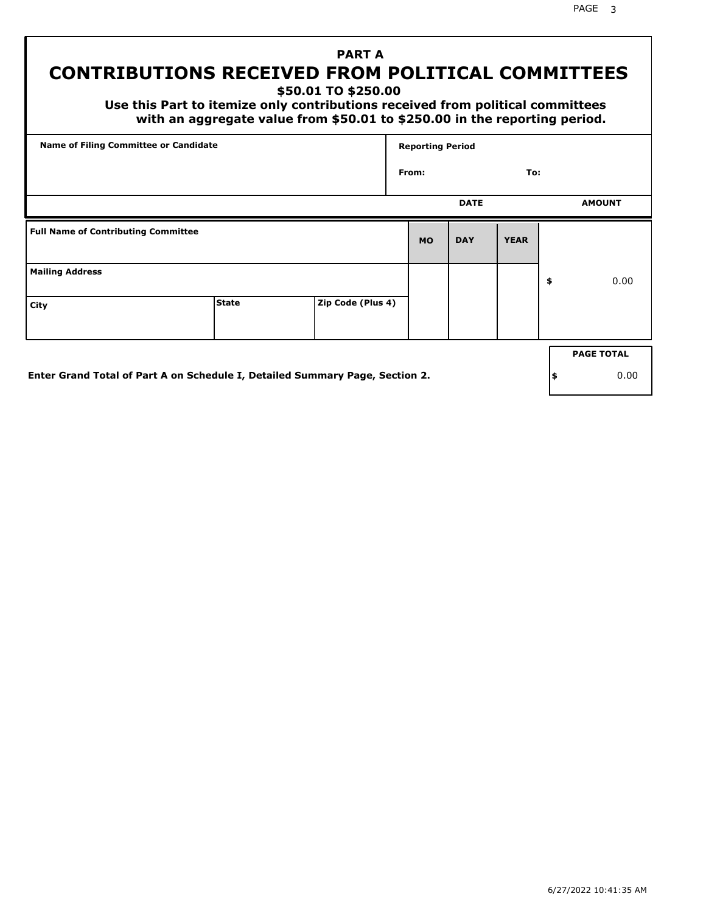# PART A
# CONTRIBUTIONS RECEIVED FROM POLITICAL COMMITTEES

**$50.01 TO $250.00**

**Use this Part to itemize only contributions received from political committees with an aggregate value from $50.01 to $250.00 in the reporting period.**

| Name of Filing Committee or Candidate | Reporting Period |
|---|---|
| | From: To: |

| Full Name of Contributing Committee | | | DATE MO | DAY | YEAR | AMOUNT |
|---|---|---|---|---|---|---|
| Mailing Address | | | | | | $ 0.00 |
| City | State | Zip Code (Plus 4) | | | | |

**Enter Grand Total of Part A on Schedule I, Detailed Summary Page, Section 2.**

| PAGE TOTAL |
|---|
| $ 0.00 |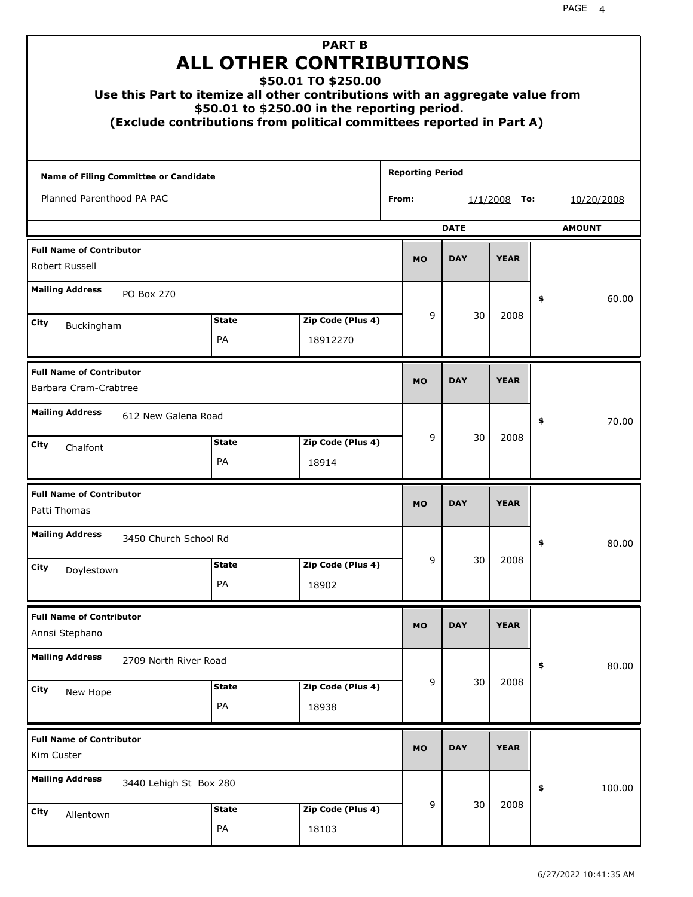# PART B
# ALL OTHER CONTRIBUTIONS
## $50.01 TO $250.00

**Use this Part to itemize all other contributions with an aggregate value from $50.01 to $250.00 in the reporting period.**
**(Exclude contributions from political committees reported in Part A)**

**Name of Filing Committee or Candidate:** Planned Parenthood PA PAC

**Reporting Period From:** 1/1/2008 **To:** 10/20/2008

| Full Name of Contributor | Mailing Address | City | State | Zip Code (Plus 4) | MO | DAY | YEAR | AMOUNT |
|---|---|---|---|---|---|---|---|---|
| Robert Russell | PO Box 270 | Buckingham | PA | 18912270 | 9 | 30 | 2008 | $ 60.00 |
| Barbara Cram-Crabtree | 612 New Galena Road | Chalfont | PA | 18914 | 9 | 30 | 2008 | $ 70.00 |
| Patti Thomas | 3450 Church School Rd | Doylestown | PA | 18902 | 9 | 30 | 2008 | $ 80.00 |
| Annsi Stephano | 2709 North River Road | New Hope | PA | 18938 | 9 | 30 | 2008 | $ 80.00 |
| Kim Custer | 3440 Lehigh St Box 280 | Allentown | PA | 18103 | 9 | 30 | 2008 | $ 100.00 |

6/27/2022 10:41:35 AM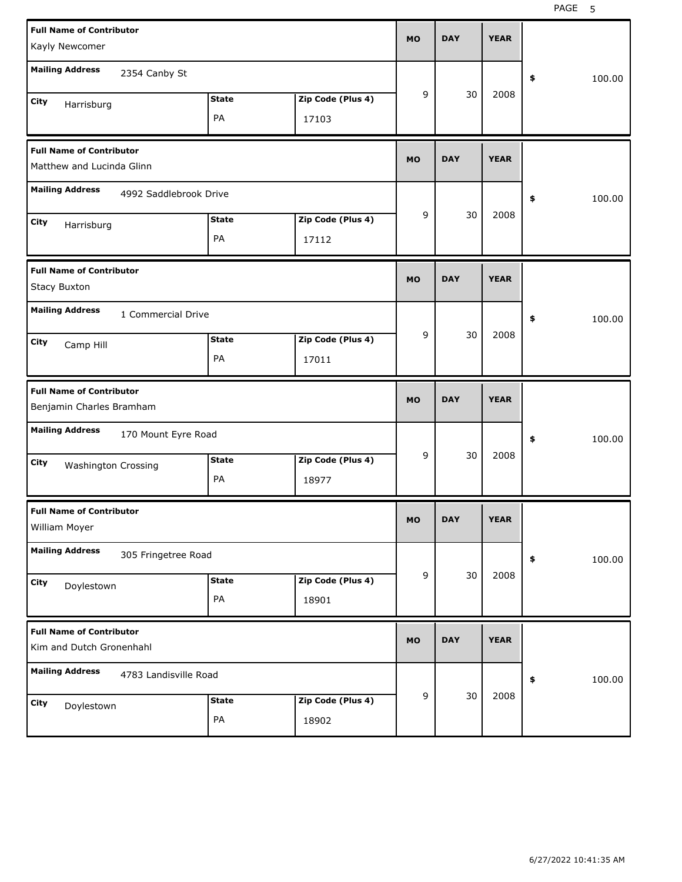| Full Name of Contributor | Mailing Address | City | State | Zip Code (Plus 4) | MO | DAY | YEAR | $ |
|---|---|---|---|---|---|---|---|---|
| Kayly Newcomer | 2354 Canby St | Harrisburg | PA | 17103 | 9 | 30 | 2008 | 100.00 |
| Matthew and Lucinda Glinn | 4992 Saddlebrook Drive | Harrisburg | PA | 17112 | 9 | 30 | 2008 | 100.00 |
| Stacy Buxton | 1 Commercial Drive | Camp Hill | PA | 17011 | 9 | 30 | 2008 | 100.00 |
| Benjamin Charles Bramham | 170 Mount Eyre Road | Washington Crossing | PA | 18977 | 9 | 30 | 2008 | 100.00 |
| William Moyer | 305 Fringetree Road | Doylestown | PA | 18901 | 9 | 30 | 2008 | 100.00 |
| Kim and Dutch Gronenhahl | 4783 Landisville Road | Doylestown | PA | 18902 | 9 | 30 | 2008 | 100.00 |

6/27/2022 10:41:35 AM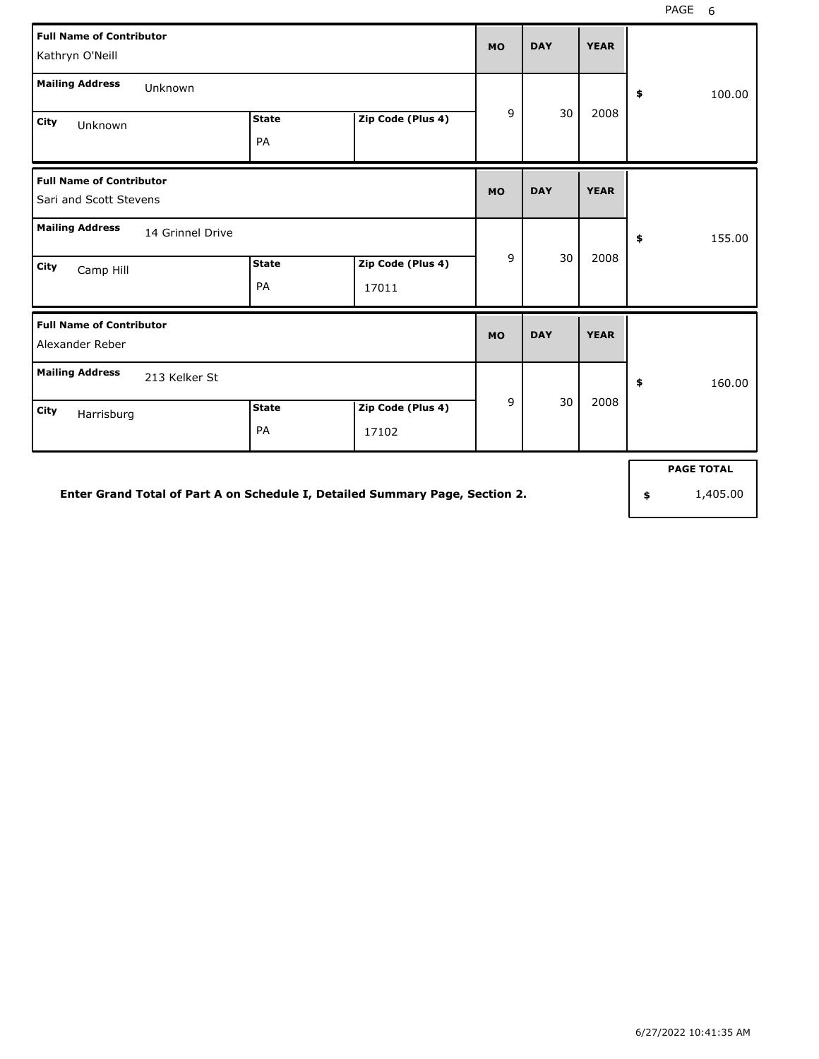| Full Name of Contributor | Mailing Address | City | State | Zip Code (Plus 4) | MO | DAY | YEAR | Amount |
|---|---|---|---|---|---|---|---|---|
| Kathryn O'Neill | Unknown | Unknown | PA | | 9 | 30 | 2008 | $ 100.00 |
| Sari and Scott Stevens | 14 Grinnel Drive | Camp Hill | PA | 17011 | 9 | 30 | 2008 | $ 155.00 |
| Alexander Reber | 213 Kelker St | Harrisburg | PA | 17102 | 9 | 30 | 2008 | $ 160.00 |

**Enter Grand Total of Part A on Schedule I, Detailed Summary Page, Section 2.**

| PAGE TOTAL |
|---|
| $ 1,405.00 |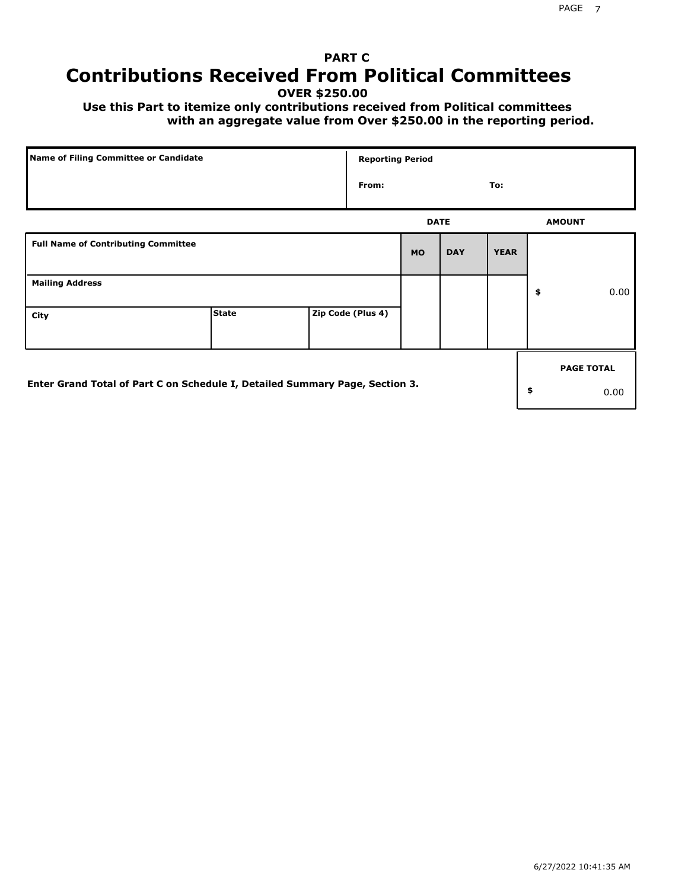# PART C

# Contributions Received From Political Committees

**OVER $250.00**

**Use this Part to itemize only contributions received from Political committees with an aggregate value from Over $250.00 in the reporting period.**

| Name of Filing Committee or Candidate | Reporting Period |
|---|---|
| | From: To: |

| Full Name of Contributing Committee | | | DATE MO | DAY | YEAR | AMOUNT |
|---|---|---|---|---|---|---|
| Mailing Address | | | | | | $ 0.00 |
| City | State | Zip Code (Plus 4) | | | | |

**Enter Grand Total of Part C on Schedule I, Detailed Summary Page, Section 3.**

| PAGE TOTAL |
|---|
| $ 0.00 |

6/27/2022 10:41:35 AM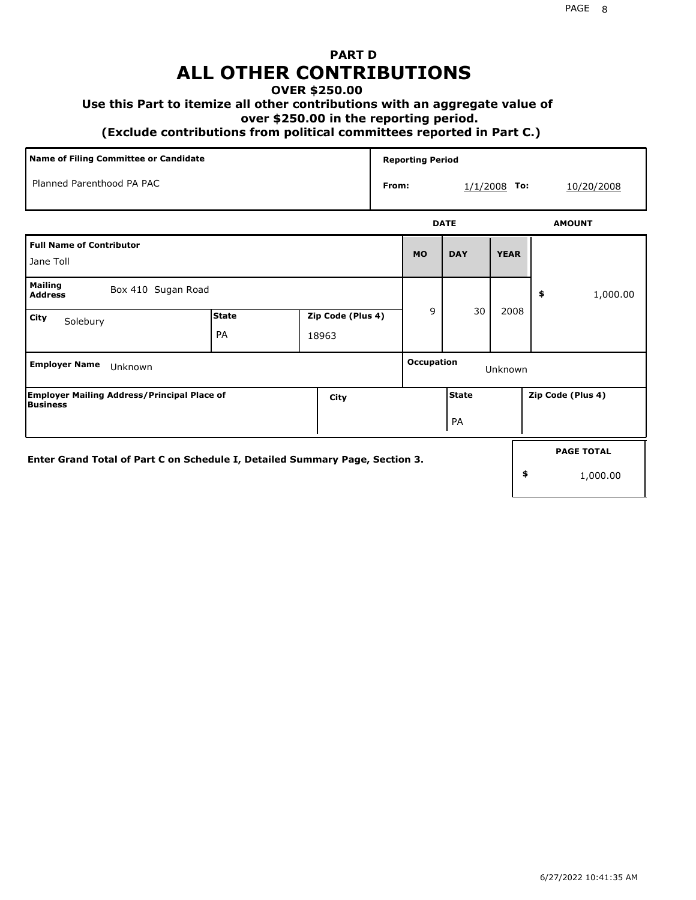# PART D
# ALL OTHER CONTRIBUTIONS
### OVER $250.00
### Use this Part to itemize all other contributions with an aggregate value of over $250.00 in the reporting period.
### (Exclude contributions from political committees reported in Part C.)

| Name of Filing Committee or Candidate | Reporting Period |
|---|---|
| Planned Parenthood PA PAC | From: 1/1/2008 To: 10/20/2008 |

| Full Name of Contributor | | | DATE MO | DATE DAY | DATE YEAR | AMOUNT |
|---|---|---|---|---|---|---|
| Jane Toll | | | 9 | 30 | 2008 | $ 1,000.00 |
| **Mailing Address** Box 410 Sugan Road | | | | | | |
| **City** Solebury | **State** PA | **Zip Code (Plus 4)** 18963 | | | | |
| **Employer Name** Unknown | | | **Occupation** Unknown | | | |
| **Employer Mailing Address/Principal Place of Business** | **City** | | **State** PA | | **Zip Code (Plus 4)** | |

Enter Grand Total of Part C on Schedule I, Detailed Summary Page, Section 3.

| PAGE TOTAL |
|---|
| $ 1,000.00 |

6/27/2022 10:41:35 AM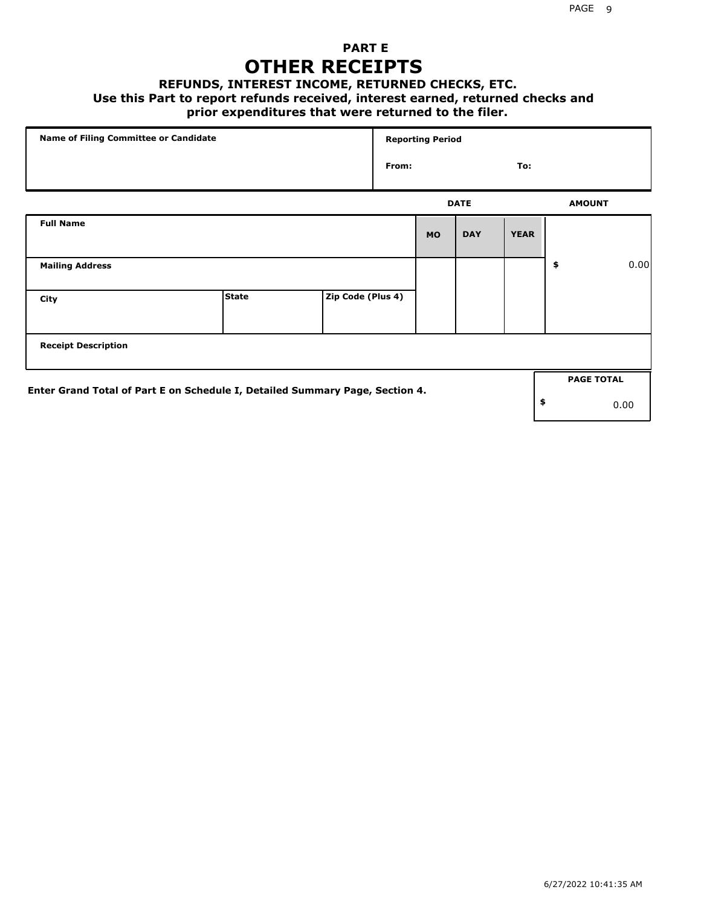## PART E

# OTHER RECEIPTS

### REFUNDS, INTEREST INCOME, RETURNED CHECKS, ETC.

**Use this Part to report refunds received, interest earned, returned checks and prior expenditures that were returned to the filer.**

| Name of Filing Committee or Candidate | Reporting Period |
|---|---|
| | From: To: |

| Full Name | | | DATE MO | DAY | YEAR | AMOUNT |
|---|---|---|---|---|---|---|
| Mailing Address | | | | | | $ 0.00 |
| City | State | Zip Code (Plus 4) | | | | |
| Receipt Description | | | | | | |

**Enter Grand Total of Part E on Schedule I, Detailed Summary Page, Section 4.**

| PAGE TOTAL |
|---|
| $ 0.00 |

6/27/2022 10:41:35 AM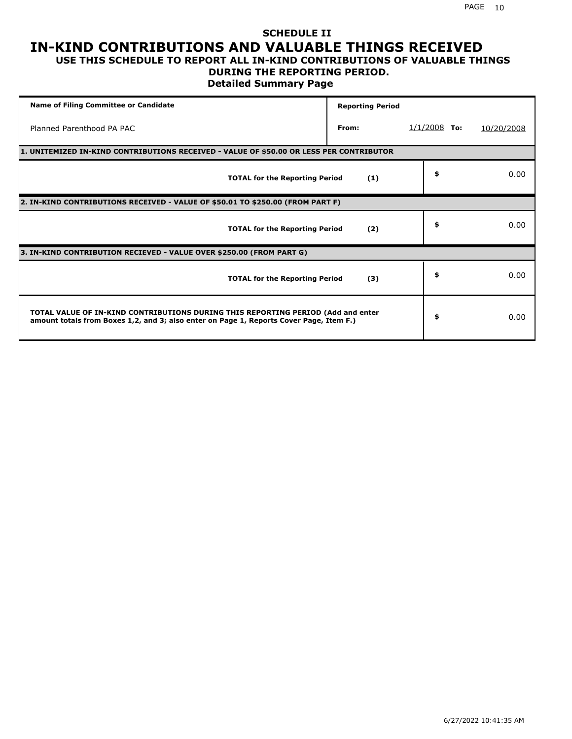## SCHEDULE II

# IN-KIND CONTRIBUTIONS AND VALUABLE THINGS RECEIVED

### USE THIS SCHEDULE TO REPORT ALL IN-KIND CONTRIBUTIONS OF VALUABLE THINGS DURING THE REPORTING PERIOD.

### Detailed Summary Page

| Name of Filing Committee or Candidate | Reporting Period | | | |
|---|---|---|---|---|
| Planned Parenthood PA PAC | From: | 1/1/2008 | To: | 10/20/2008 |

| **1. UNITEMIZED IN-KIND CONTRIBUTIONS RECEIVED - VALUE OF $50.00 OR LESS PER CONTRIBUTOR** | | |
|---|---|---|
| **TOTAL for the Reporting Period** | **(1)** | $ 0.00 |
| **2. IN-KIND CONTRIBUTIONS RECEIVED - VALUE OF $50.01 TO $250.00 (FROM PART F)** | | |
| **TOTAL for the Reporting Period** | **(2)** | $ 0.00 |
| **3. IN-KIND CONTRIBUTION RECIEVED - VALUE OVER $250.00 (FROM PART G)** | | |
| **TOTAL for the Reporting Period** | **(3)** | $ 0.00 |
| **TOTAL VALUE OF IN-KIND CONTRIBUTIONS DURING THIS REPORTING PERIOD (Add and enter amount totals from Boxes 1,2, and 3; also enter on Page 1, Reports Cover Page, Item F.)** | | $ 0.00 |

6/27/2022 10:41:35 AM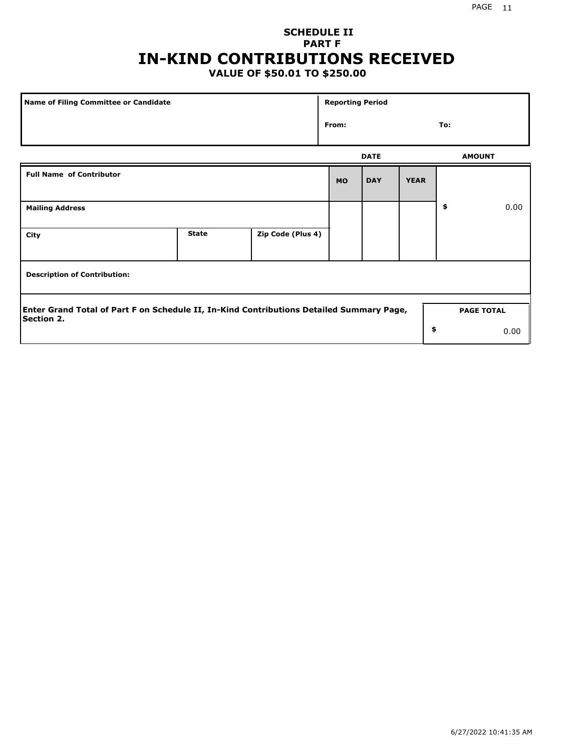**SCHEDULE II**
**PART F**

# IN-KIND CONTRIBUTIONS RECEIVED

**VALUE OF $50.01 TO $250.00**

| Name of Filing Committee or Candidate | Reporting Period | |
|---|---|---|
| | From: | To: |

| Full Name of Contributor | | | DATE | | | AMOUNT |
|---|---|---|---|---|---|---|
| | | | MO | DAY | YEAR | |
| Mailing Address | | | | | | $ 0.00 |
| City | State | Zip Code (Plus 4) | | | | |
| Description of Contribution: | | | | | | |

| Enter Grand Total of Part F on Schedule II, In-Kind Contributions Detailed Summary Page, Section 2. | PAGE TOTAL |
|---|---|
| | $ 0.00 |

6/27/2022 10:41:35 AM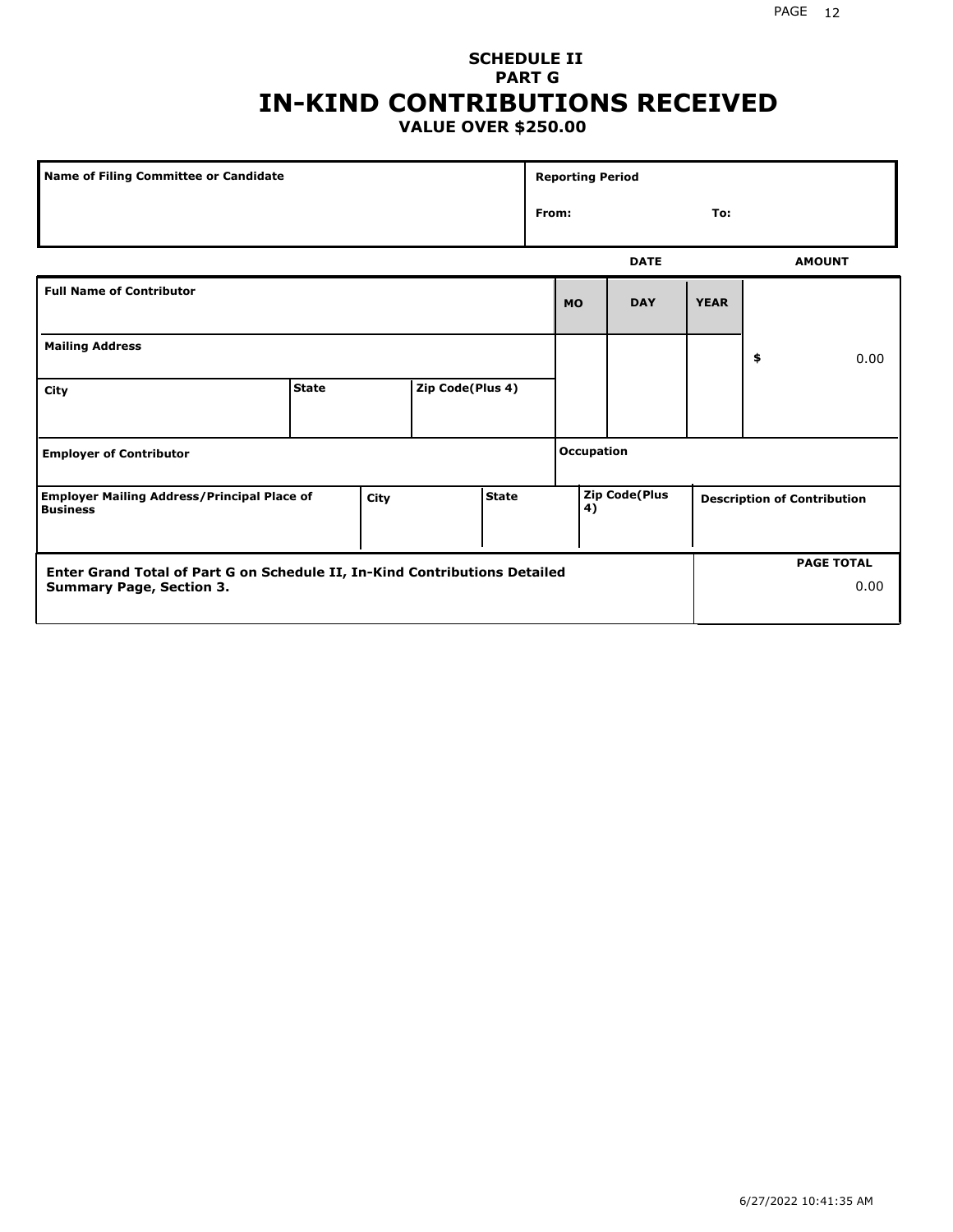**SCHEDULE II**
**PART G**

# IN-KIND CONTRIBUTIONS RECEIVED

**VALUE OVER $250.00**

| Name of Filing Committee or Candidate | Reporting Period |
| --- | --- |
| | From: To: |

| Full Name of Contributor | | | DATE MO | DAY | YEAR | AMOUNT |
| --- | --- | --- | --- | --- | --- | --- |
| Mailing Address | | | | | | $ 0.00 |
| City | State | Zip Code(Plus 4) | | | | |
| Employer of Contributor | | | Occupation | | | |
| Employer Mailing Address/Principal Place of Business | City | State | Zip Code(Plus 4) | | | Description of Contribution |

| Enter Grand Total of Part G on Schedule II, In-Kind Contributions Detailed Summary Page, Section 3. | PAGE TOTAL |
| --- | --- |
| | 0.00 |

6/27/2022 10:41:35 AM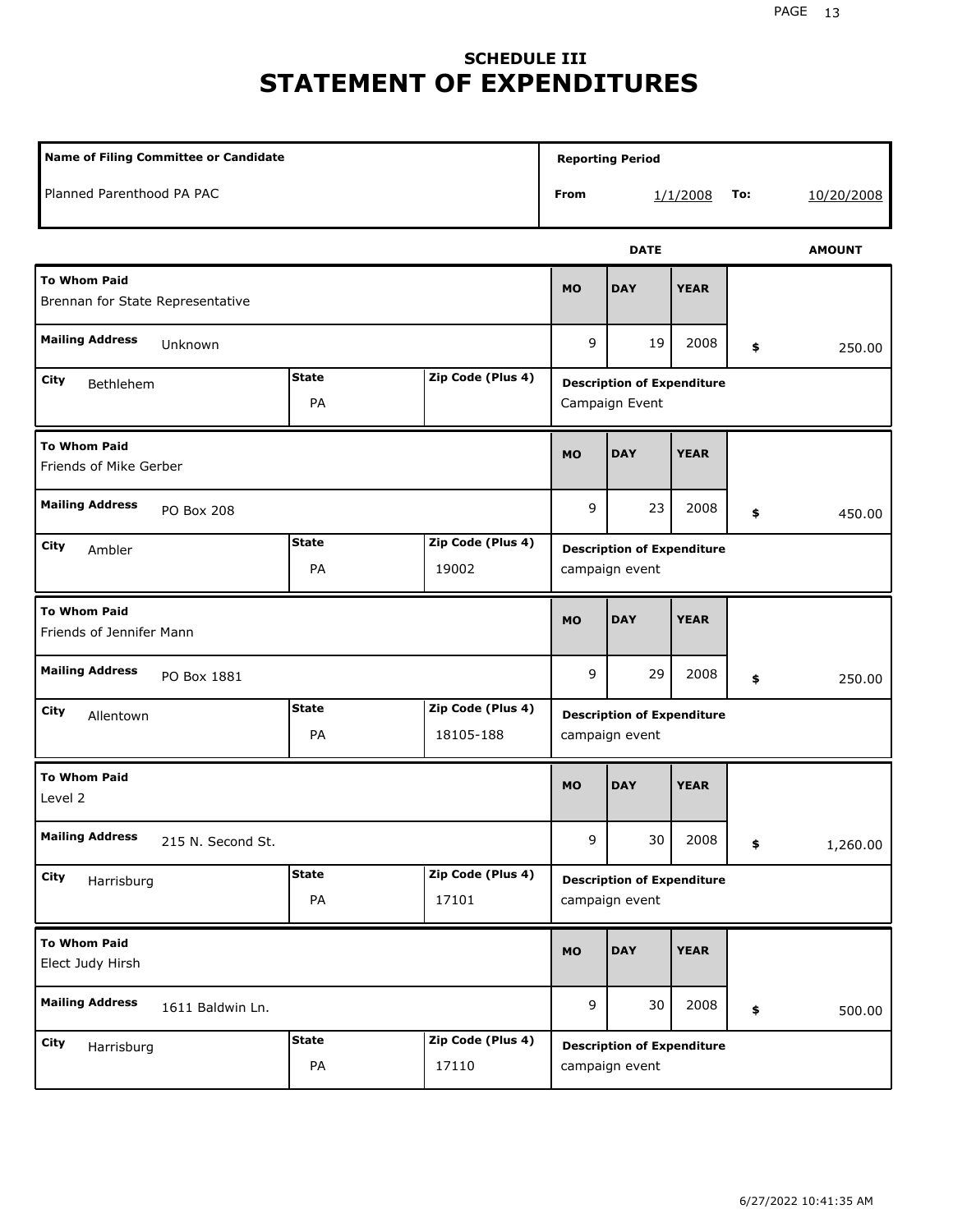## SCHEDULE III
# STATEMENT OF EXPENDITURES

| Name of Filing Committee or Candidate | Reporting Period |
|---|---|
| Planned Parenthood PA PAC | From 1/1/2008 To: 10/20/2008 |

| To Whom Paid | Mailing Address | City | State | Zip Code (Plus 4) | MO | DAY | YEAR | AMOUNT | Description of Expenditure |
|---|---|---|---|---|---|---|---|---|---|
| Brennan for State Representative | Unknown | Bethlehem | PA | | 9 | 19 | 2008 | $ 250.00 | Campaign Event |
| Friends of Mike Gerber | PO Box 208 | Ambler | PA | 19002 | 9 | 23 | 2008 | $ 450.00 | campaign event |
| Friends of Jennifer Mann | PO Box 1881 | Allentown | PA | 18105-188 | 9 | 29 | 2008 | $ 250.00 | campaign event |
| Level 2 | 215 N. Second St. | Harrisburg | PA | 17101 | 9 | 30 | 2008 | $ 1,260.00 | campaign event |
| Elect Judy Hirsh | 1611 Baldwin Ln. | Harrisburg | PA | 17110 | 9 | 30 | 2008 | $ 500.00 | campaign event |

6/27/2022 10:41:35 AM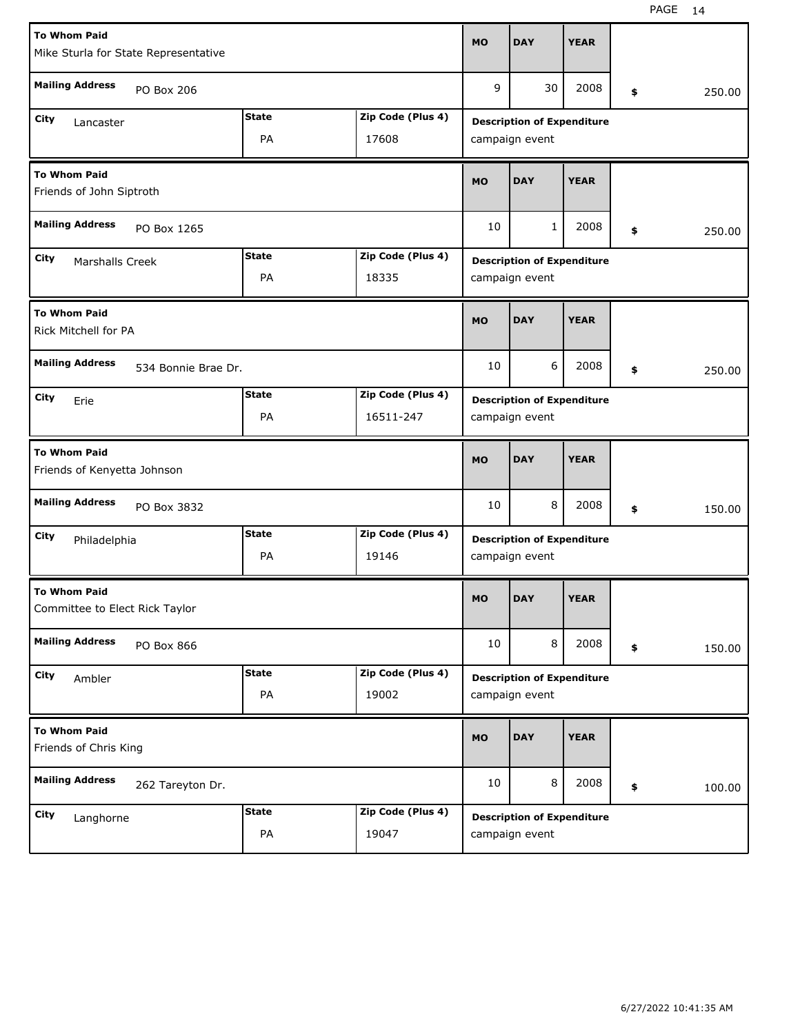| To Whom Paid | Mailing Address | City | State | Zip Code (Plus 4) | MO | DAY | YEAR | Amount | Description of Expenditure |
|---|---|---|---|---|---|---|---|---|---|
| Mike Sturla for State Representative | PO Box 206 | Lancaster | PA | 17608 | 9 | 30 | 2008 | $ 250.00 | campaign event |
| Friends of John Siptroth | PO Box 1265 | Marshalls Creek | PA | 18335 | 10 | 1 | 2008 | $ 250.00 | campaign event |
| Rick Mitchell for PA | 534 Bonnie Brae Dr. | Erie | PA | 16511-247 | 10 | 6 | 2008 | $ 250.00 | campaign event |
| Friends of Kenyetta Johnson | PO Box 3832 | Philadelphia | PA | 19146 | 10 | 8 | 2008 | $ 150.00 | campaign event |
| Committee to Elect Rick Taylor | PO Box 866 | Ambler | PA | 19002 | 10 | 8 | 2008 | $ 150.00 | campaign event |
| Friends of Chris King | 262 Tareyton Dr. | Langhorne | PA | 19047 | 10 | 8 | 2008 | $ 100.00 | campaign event |

6/27/2022 10:41:35 AM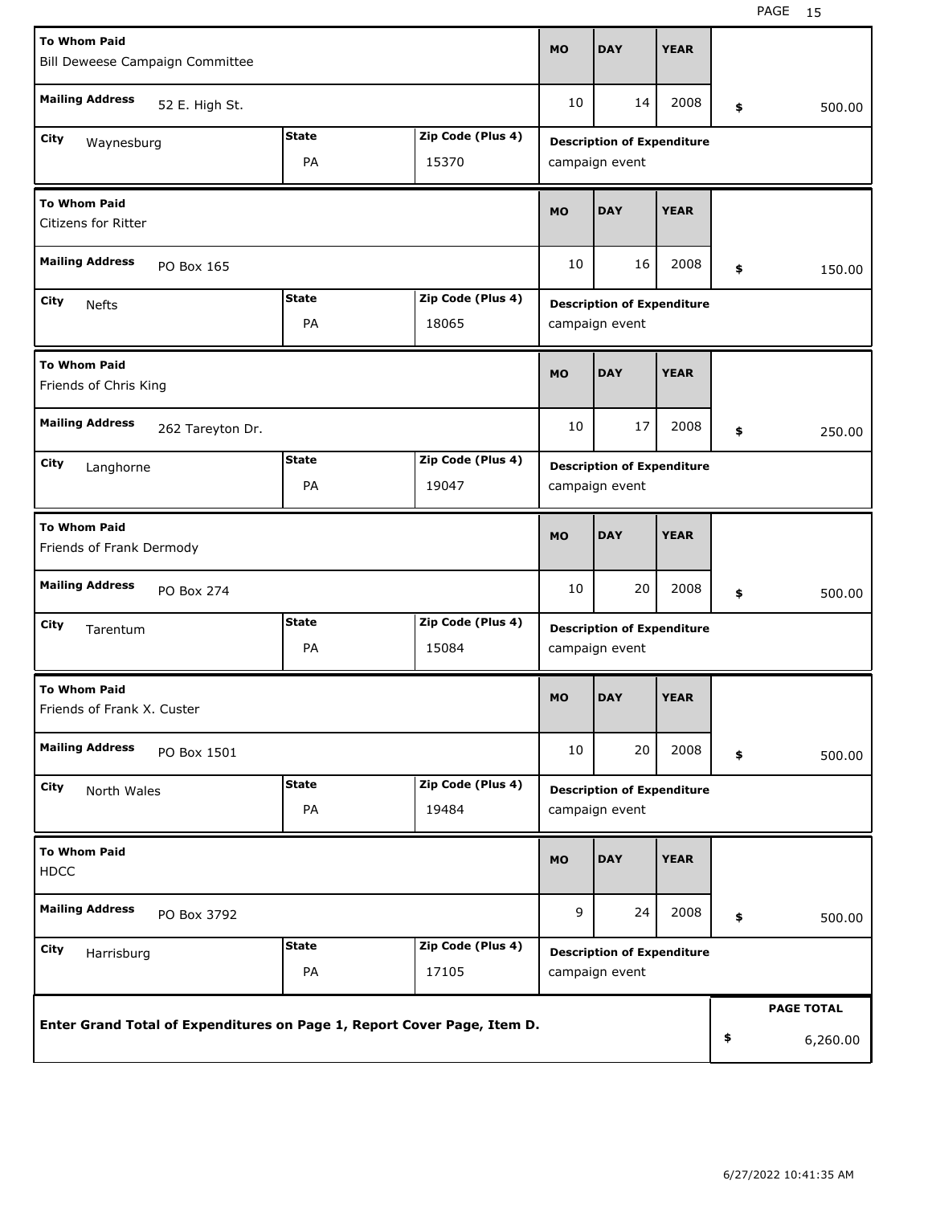| To Whom Paid | Mailing Address | City | State | Zip Code (Plus 4) | MO | DAY | YEAR | Amount | Description of Expenditure |
|---|---|---|---|---|---|---|---|---|---|
| Bill Deweese Campaign Committee | 52 E. High St. | Waynesburg | PA | 15370 | 10 | 14 | 2008 | $ 500.00 | campaign event |
| Citizens for Ritter | PO Box 165 | Nefts | PA | 18065 | 10 | 16 | 2008 | $ 150.00 | campaign event |
| Friends of Chris King | 262 Tareyton Dr. | Langhorne | PA | 19047 | 10 | 17 | 2008 | $ 250.00 | campaign event |
| Friends of Frank Dermody | PO Box 274 | Tarentum | PA | 15084 | 10 | 20 | 2008 | $ 500.00 | campaign event |
| Friends of Frank X. Custer | PO Box 1501 | North Wales | PA | 19484 | 10 | 20 | 2008 | $ 500.00 | campaign event |
| HDCC | PO Box 3792 | Harrisburg | PA | 17105 | 9 | 24 | 2008 | $ 500.00 | campaign event |

**Enter Grand Total of Expenditures on Page 1, Report Cover Page, Item D.**

**PAGE TOTAL** $ 6,260.00

6/27/2022 10:41:35 AM